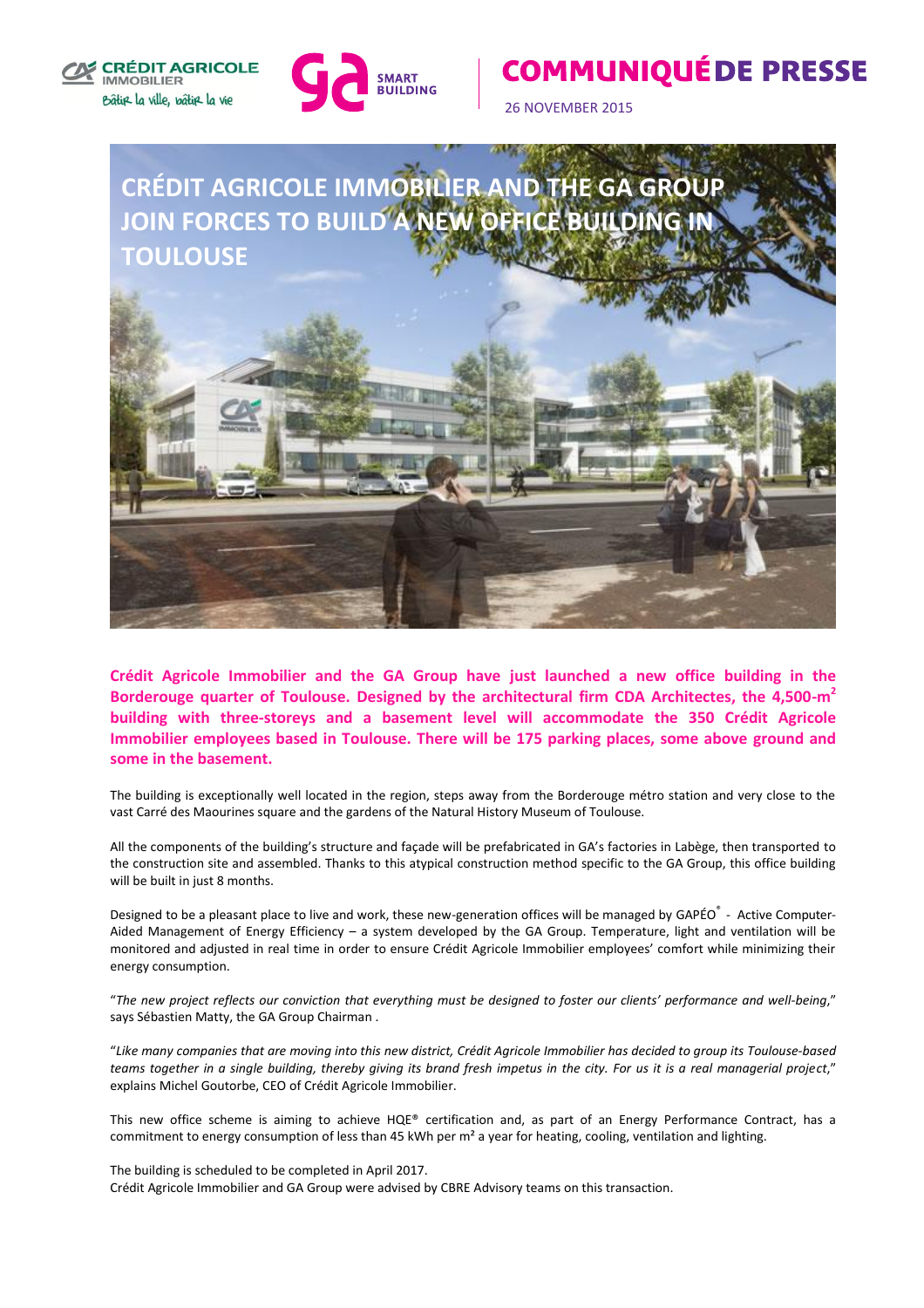CRÉDIT AGRICOLE IMMOBILIER
Bâtir la ville, bâtir la vie

SMART BUILDING

# COMMUNIQUÉ DE PRESSE

26 NOVEMBER 2015

# CRÉDIT AGRICOLE IMMOBILIER AND THE GA GROUP JOIN FORCES TO BUILD A NEW OFFICE BUILDING IN TOULOUSE

**Crédit Agricole Immobilier and the GA Group have just launched a new office building in the Borderouge quarter of Toulouse. Designed by the architectural firm CDA Architectes, the 4,500-m² building with three-storeys and a basement level will accommodate the 350 Crédit Agricole Immobilier employees based in Toulouse. There will be 175 parking places, some above ground and some in the basement.**

The building is exceptionally well located in the region, steps away from the Borderouge métro station and very close to the vast Carré des Maourines square and the gardens of the Natural History Museum of Toulouse.

All the components of the building's structure and façade will be prefabricated in GA's factories in Labège, then transported to the construction site and assembled. Thanks to this atypical construction method specific to the GA Group, this office building will be built in just 8 months.

Designed to be a pleasant place to live and work, these new-generation offices will be managed by GAPÉO® - Active Computer-Aided Management of Energy Efficiency – a system developed by the GA Group. Temperature, light and ventilation will be monitored and adjusted in real time in order to ensure Crédit Agricole Immobilier employees' comfort while minimizing their energy consumption.

"*The new project reflects our conviction that everything must be designed to foster our clients' performance and well-being*," says Sébastien Matty, the GA Group Chairman .

"*Like many companies that are moving into this new district, Crédit Agricole Immobilier has decided to group its Toulouse-based teams together in a single building, thereby giving its brand fresh impetus in the city. For us it is a real managerial project*," explains Michel Goutorbe, CEO of Crédit Agricole Immobilier.

This new office scheme is aiming to achieve HQE® certification and, as part of an Energy Performance Contract, has a commitment to energy consumption of less than 45 kWh per m² a year for heating, cooling, ventilation and lighting.

The building is scheduled to be completed in April 2017.
Crédit Agricole Immobilier and GA Group were advised by CBRE Advisory teams on this transaction.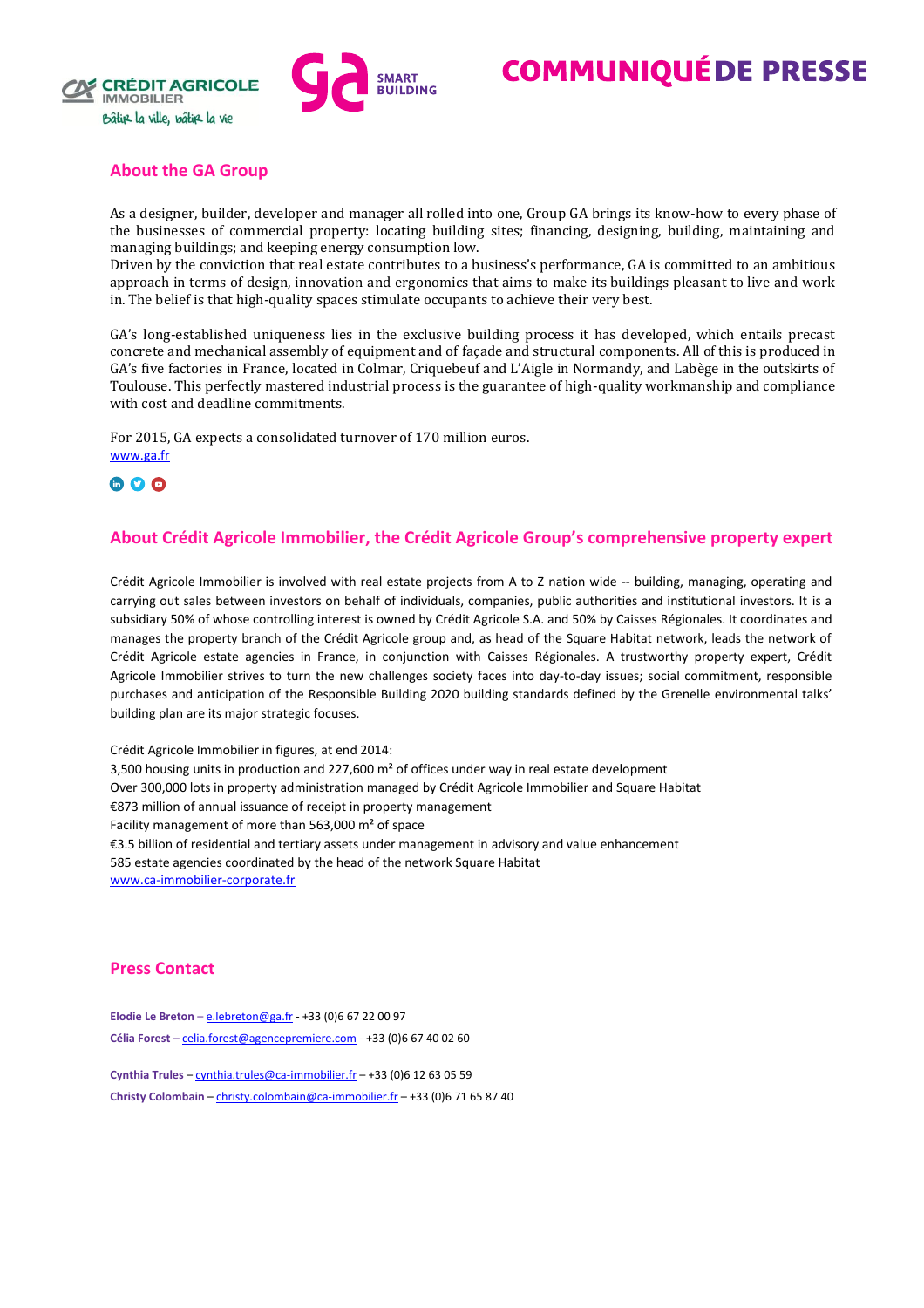## About the GA Group

As a designer, builder, developer and manager all rolled into one, Group GA brings its know-how to every phase of the businesses of commercial property: locating building sites; financing, designing, building, maintaining and managing buildings; and keeping energy consumption low.
Driven by the conviction that real estate contributes to a business's performance, GA is committed to an ambitious approach in terms of design, innovation and ergonomics that aims to make its buildings pleasant to live and work in. The belief is that high-quality spaces stimulate occupants to achieve their very best.

GA's long-established uniqueness lies in the exclusive building process it has developed, which entails precast concrete and mechanical assembly of equipment and of façade and structural components. All of this is produced in GA's five factories in France, located in Colmar, Criquebeuf and L'Aigle in Normandy, and Labège in the outskirts of Toulouse. This perfectly mastered industrial process is the guarantee of high-quality workmanship and compliance with cost and deadline commitments.

For 2015, GA expects a consolidated turnover of 170 million euros.
www.ga.fr

## About Crédit Agricole Immobilier, the Crédit Agricole Group's comprehensive property expert

Crédit Agricole Immobilier is involved with real estate projects from A to Z nation wide -- building, managing, operating and carrying out sales between investors on behalf of individuals, companies, public authorities and institutional investors. It is a subsidiary 50% of whose controlling interest is owned by Crédit Agricole S.A. and 50% by Caisses Régionales. It coordinates and manages the property branch of the Crédit Agricole group and, as head of the Square Habitat network, leads the network of Crédit Agricole estate agencies in France, in conjunction with Caisses Régionales. A trustworthy property expert, Crédit Agricole Immobilier strives to turn the new challenges society faces into day-to-day issues; social commitment, responsible purchases and anticipation of the Responsible Building 2020 building standards defined by the Grenelle environmental talks' building plan are its major strategic focuses.

Crédit Agricole Immobilier in figures, at end 2014:
3,500 housing units in production and 227,600 m² of offices under way in real estate development
Over 300,000 lots in property administration managed by Crédit Agricole Immobilier and Square Habitat
€873 million of annual issuance of receipt in property management
Facility management of more than 563,000 m² of space
€3.5 billion of residential and tertiary assets under management in advisory and value enhancement
585 estate agencies coordinated by the head of the network Square Habitat
www.ca-immobilier-corporate.fr

## Press Contact

**Elodie Le Breton** – e.lebreton@ga.fr - +33 (0)6 67 22 00 97
**Célia Forest** – celia.forest@agencepremiere.com - +33 (0)6 67 40 02 60

**Cynthia Trules** – cynthia.trules@ca-immobilier.fr – +33 (0)6 12 63 05 59
**Christy Colombain** – christy.colombain@ca-immobilier.fr – +33 (0)6 71 65 87 40